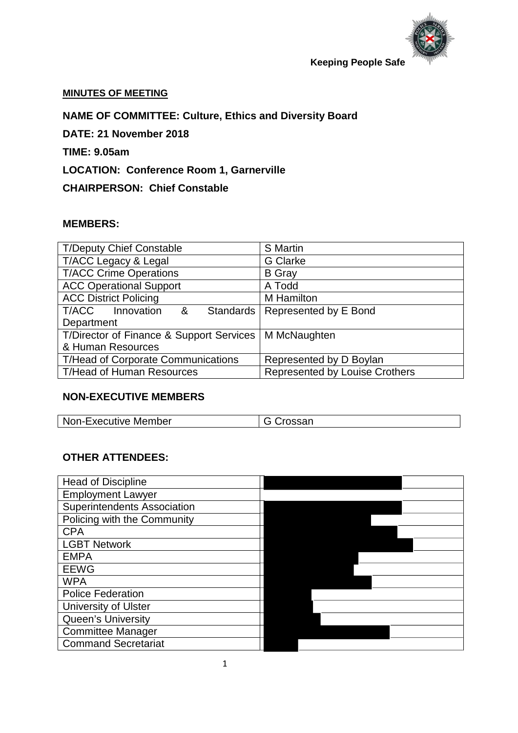Keeping People Safe

**MINUTES OF MEETING**

**NAME OF COMMITTEE: Culture, Ethics and Diversity Board**

**DATE: 21 November 2018**

**TIME: 9.05am**

**LOCATION: Conference Room 1, Garnerville**

**CHAIRPERSON: Chief Constable**

**MEMBERS:**

| | |
|---|---|
| T/Deputy Chief Constable | S Martin |
| T/ACC Legacy & Legal | G Clarke |
| T/ACC Crime Operations | B Gray |
| ACC Operational Support | A Todd |
| ACC District Policing | M Hamilton |
| T/ACC Innovation & Standards Department | Represented by E Bond |
| T/Director of Finance & Support Services & Human Resources | M McNaughten |
| T/Head of Corporate Communications | Represented by D Boylan |
| T/Head of Human Resources | Represented by Louise Crothers |

**NON-EXECUTIVE MEMBERS**

| | |
|---|---|
| Non-Executive Member | G Crossan |

**OTHER ATTENDEES:**

| | |
|---|---|
| Head of Discipline | |
| Employment Lawyer | |
| Superintendents Association | |
| Policing with the Community | |
| CPA | |
| LGBT Network | |
| EMPA | |
| EEWG | |
| WPA | |
| Police Federation | |
| University of Ulster | |
| Queen's University | |
| Committee Manager | |
| Command Secretariat | |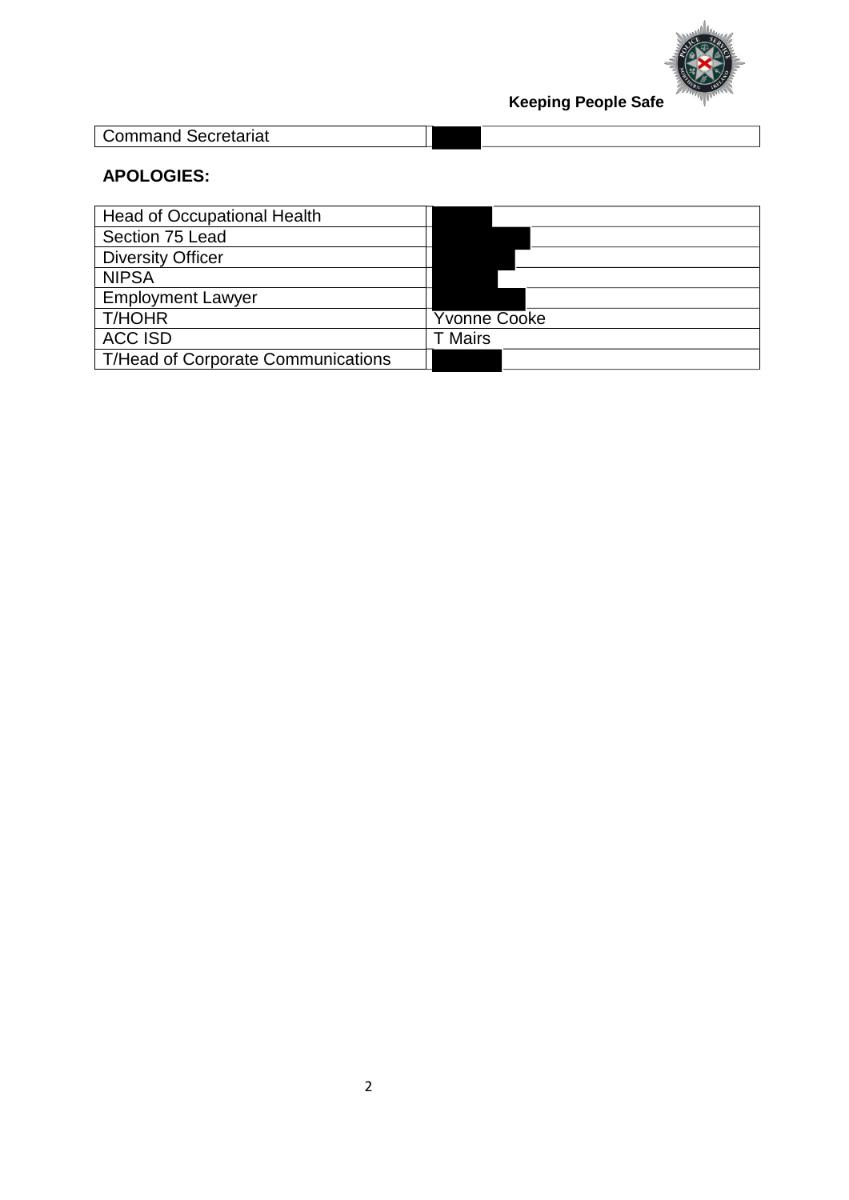| | |
|---|---|
| Command Secretariat | |

**APOLOGIES:**

| | |
|---|---|
| Head of Occupational Health | |
| Section 75 Lead | |
| Diversity Officer | |
| NIPSA | |
| Employment Lawyer | |
| T/HOHR | Yvonne Cooke |
| ACC ISD | T Mairs |
| T/Head of Corporate Communications | |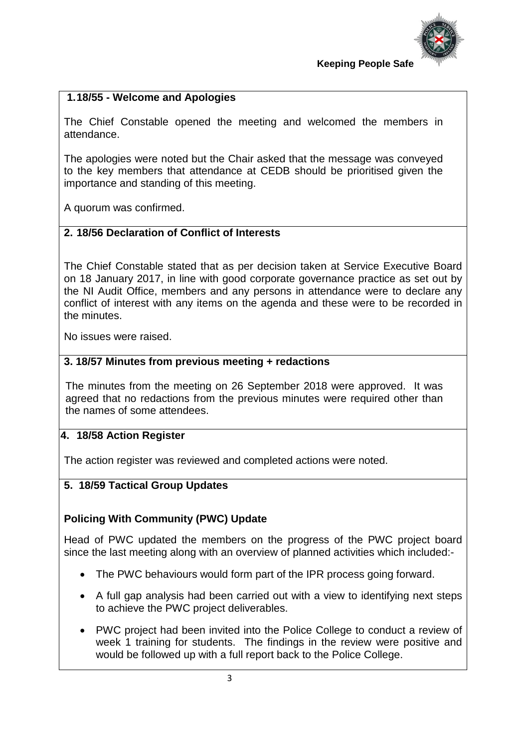## 1. 18/55 - Welcome and Apologies

The Chief Constable opened the meeting and welcomed the members in attendance.

The apologies were noted but the Chair asked that the message was conveyed to the key members that attendance at CEDB should be prioritised given the importance and standing of this meeting.

A quorum was confirmed.

## 2. 18/56 Declaration of Conflict of Interests

The Chief Constable stated that as per decision taken at Service Executive Board on 18 January 2017, in line with good corporate governance practice as set out by the NI Audit Office, members and any persons in attendance were to declare any conflict of interest with any items on the agenda and these were to be recorded in the minutes.

No issues were raised.

## 3. 18/57 Minutes from previous meeting + redactions

The minutes from the meeting on 26 September 2018 were approved. It was agreed that no redactions from the previous minutes were required other than the names of some attendees.

## 4. 18/58 Action Register

The action register was reviewed and completed actions were noted.

## 5. 18/59 Tactical Group Updates

### Policing With Community (PWC) Update

Head of PWC updated the members on the progress of the PWC project board since the last meeting along with an overview of planned activities which included:-

- The PWC behaviours would form part of the IPR process going forward.
- A full gap analysis had been carried out with a view to identifying next steps to achieve the PWC project deliverables.
- PWC project had been invited into the Police College to conduct a review of week 1 training for students. The findings in the review were positive and would be followed up with a full report back to the Police College.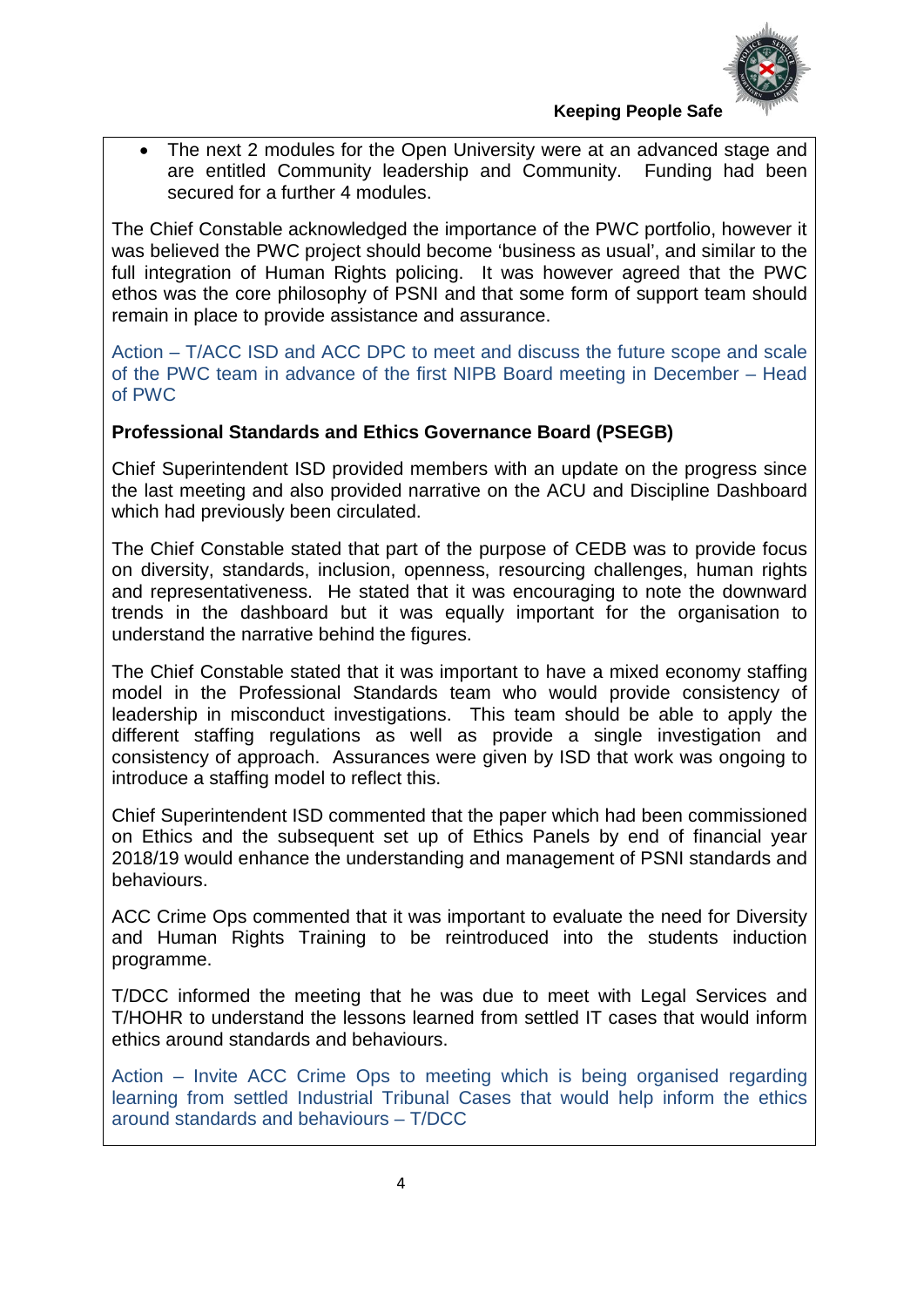- The next 2 modules for the Open University were at an advanced stage and are entitled Community leadership and Community. Funding had been secured for a further 4 modules.

The Chief Constable acknowledged the importance of the PWC portfolio, however it was believed the PWC project should become 'business as usual', and similar to the full integration of Human Rights policing. It was however agreed that the PWC ethos was the core philosophy of PSNI and that some form of support team should remain in place to provide assistance and assurance.

Action – T/ACC ISD and ACC DPC to meet and discuss the future scope and scale of the PWC team in advance of the first NIPB Board meeting in December – Head of PWC

**Professional Standards and Ethics Governance Board (PSEGB)**

Chief Superintendent ISD provided members with an update on the progress since the last meeting and also provided narrative on the ACU and Discipline Dashboard which had previously been circulated.

The Chief Constable stated that part of the purpose of CEDB was to provide focus on diversity, standards, inclusion, openness, resourcing challenges, human rights and representativeness. He stated that it was encouraging to note the downward trends in the dashboard but it was equally important for the organisation to understand the narrative behind the figures.

The Chief Constable stated that it was important to have a mixed economy staffing model in the Professional Standards team who would provide consistency of leadership in misconduct investigations. This team should be able to apply the different staffing regulations as well as provide a single investigation and consistency of approach. Assurances were given by ISD that work was ongoing to introduce a staffing model to reflect this.

Chief Superintendent ISD commented that the paper which had been commissioned on Ethics and the subsequent set up of Ethics Panels by end of financial year 2018/19 would enhance the understanding and management of PSNI standards and behaviours.

ACC Crime Ops commented that it was important to evaluate the need for Diversity and Human Rights Training to be reintroduced into the students induction programme.

T/DCC informed the meeting that he was due to meet with Legal Services and T/HOHR to understand the lessons learned from settled IT cases that would inform ethics around standards and behaviours.

Action – Invite ACC Crime Ops to meeting which is being organised regarding learning from settled Industrial Tribunal Cases that would help inform the ethics around standards and behaviours – T/DCC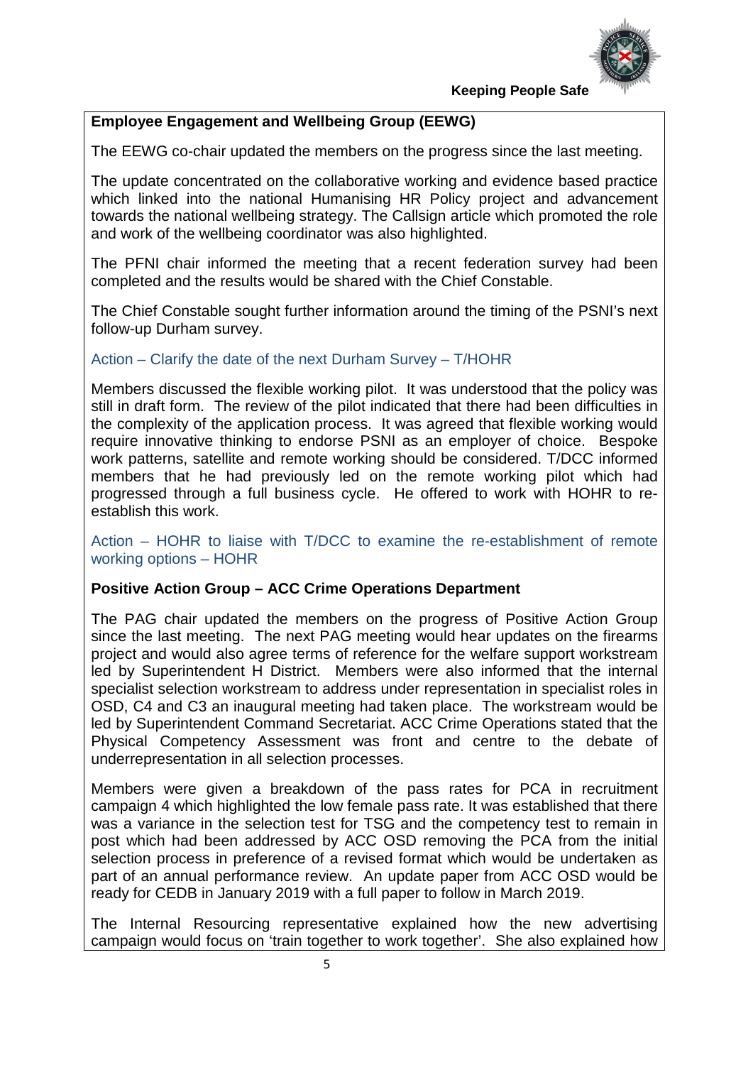**Employee Engagement and Wellbeing Group (EEWG)**

The EEWG co-chair updated the members on the progress since the last meeting.

The update concentrated on the collaborative working and evidence based practice which linked into the national Humanising HR Policy project and advancement towards the national wellbeing strategy. The Callsign article which promoted the role and work of the wellbeing coordinator was also highlighted.

The PFNI chair informed the meeting that a recent federation survey had been completed and the results would be shared with the Chief Constable.

The Chief Constable sought further information around the timing of the PSNI's next follow-up Durham survey.

Action – Clarify the date of the next Durham Survey – T/HOHR

Members discussed the flexible working pilot. It was understood that the policy was still in draft form. The review of the pilot indicated that there had been difficulties in the complexity of the application process. It was agreed that flexible working would require innovative thinking to endorse PSNI as an employer of choice. Bespoke work patterns, satellite and remote working should be considered. T/DCC informed members that he had previously led on the remote working pilot which had progressed through a full business cycle. He offered to work with HOHR to re-establish this work.

Action – HOHR to liaise with T/DCC to examine the re-establishment of remote working options – HOHR

**Positive Action Group – ACC Crime Operations Department**

The PAG chair updated the members on the progress of Positive Action Group since the last meeting. The next PAG meeting would hear updates on the firearms project and would also agree terms of reference for the welfare support workstream led by Superintendent H District. Members were also informed that the internal specialist selection workstream to address under representation in specialist roles in OSD, C4 and C3 an inaugural meeting had taken place. The workstream would be led by Superintendent Command Secretariat. ACC Crime Operations stated that the Physical Competency Assessment was front and centre to the debate of underrepresentation in all selection processes.

Members were given a breakdown of the pass rates for PCA in recruitment campaign 4 which highlighted the low female pass rate. It was established that there was a variance in the selection test for TSG and the competency test to remain in post which had been addressed by ACC OSD removing the PCA from the initial selection process in preference of a revised format which would be undertaken as part of an annual performance review. An update paper from ACC OSD would be ready for CEDB in January 2019 with a full paper to follow in March 2019.

The Internal Resourcing representative explained how the new advertising campaign would focus on 'train together to work together'. She also explained how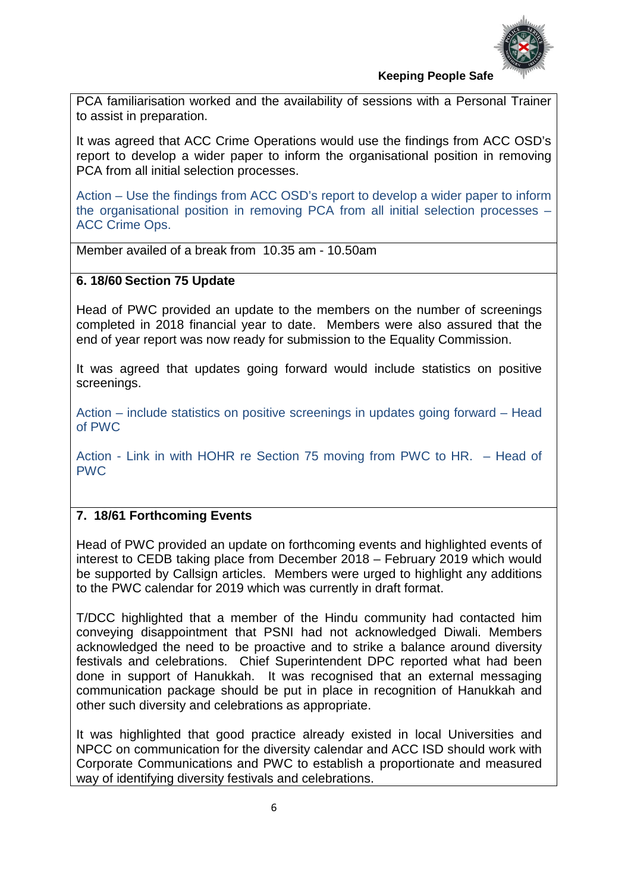PCA familiarisation worked and the availability of sessions with a Personal Trainer to assist in preparation.

It was agreed that ACC Crime Operations would use the findings from ACC OSD's report to develop a wider paper to inform the organisational position in removing PCA from all initial selection processes.

Action – Use the findings from ACC OSD's report to develop a wider paper to inform the organisational position in removing PCA from all initial selection processes – ACC Crime Ops.

Member availed of a break from 10.35 am - 10.50am

**6. 18/60 Section 75 Update**

Head of PWC provided an update to the members on the number of screenings completed in 2018 financial year to date. Members were also assured that the end of year report was now ready for submission to the Equality Commission.

It was agreed that updates going forward would include statistics on positive screenings.

Action – include statistics on positive screenings in updates going forward – Head of PWC

Action - Link in with HOHR re Section 75 moving from PWC to HR. – Head of PWC

**7. 18/61 Forthcoming Events**

Head of PWC provided an update on forthcoming events and highlighted events of interest to CEDB taking place from December 2018 – February 2019 which would be supported by Callsign articles. Members were urged to highlight any additions to the PWC calendar for 2019 which was currently in draft format.

T/DCC highlighted that a member of the Hindu community had contacted him conveying disappointment that PSNI had not acknowledged Diwali. Members acknowledged the need to be proactive and to strike a balance around diversity festivals and celebrations. Chief Superintendent DPC reported what had been done in support of Hanukkah. It was recognised that an external messaging communication package should be put in place in recognition of Hanukkah and other such diversity and celebrations as appropriate.

It was highlighted that good practice already existed in local Universities and NPCC on communication for the diversity calendar and ACC ISD should work with Corporate Communications and PWC to establish a proportionate and measured way of identifying diversity festivals and celebrations.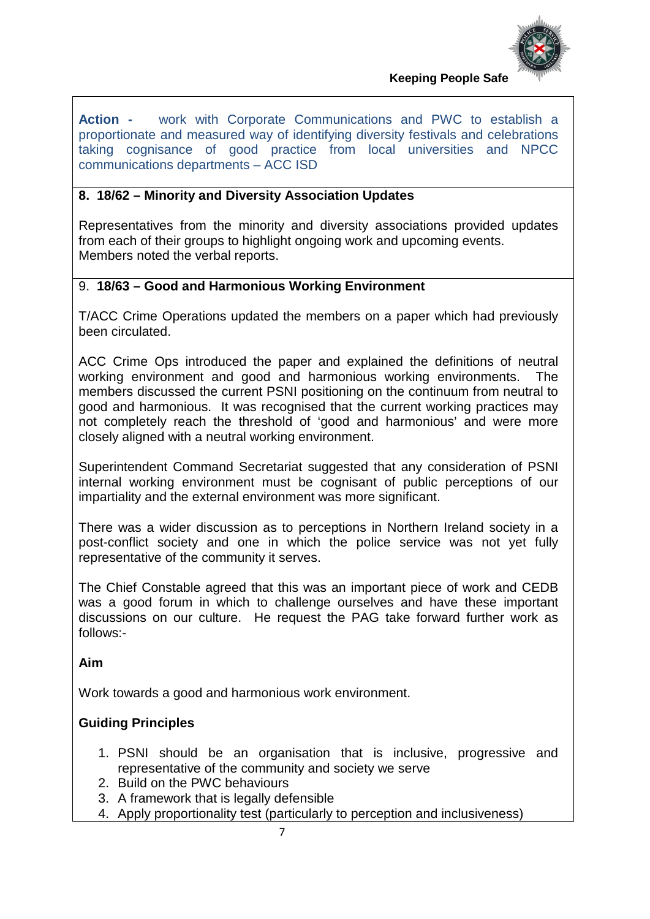**Action -** work with Corporate Communications and PWC to establish a proportionate and measured way of identifying diversity festivals and celebrations taking cognisance of good practice from local universities and NPCC communications departments – ACC ISD

**8. 18/62 – Minority and Diversity Association Updates**

Representatives from the minority and diversity associations provided updates from each of their groups to highlight ongoing work and upcoming events.
Members noted the verbal reports.

9. **18/63 – Good and Harmonious Working Environment**

T/ACC Crime Operations updated the members on a paper which had previously been circulated.

ACC Crime Ops introduced the paper and explained the definitions of neutral working environment and good and harmonious working environments. The members discussed the current PSNI positioning on the continuum from neutral to good and harmonious. It was recognised that the current working practices may not completely reach the threshold of 'good and harmonious' and were more closely aligned with a neutral working environment.

Superintendent Command Secretariat suggested that any consideration of PSNI internal working environment must be cognisant of public perceptions of our impartiality and the external environment was more significant.

There was a wider discussion as to perceptions in Northern Ireland society in a post-conflict society and one in which the police service was not yet fully representative of the community it serves.

The Chief Constable agreed that this was an important piece of work and CEDB was a good forum in which to challenge ourselves and have these important discussions on our culture. He request the PAG take forward further work as follows:-

**Aim**

Work towards a good and harmonious work environment.

**Guiding Principles**

1. PSNI should be an organisation that is inclusive, progressive and representative of the community and society we serve
2. Build on the PWC behaviours
3. A framework that is legally defensible
4. Apply proportionality test (particularly to perception and inclusiveness)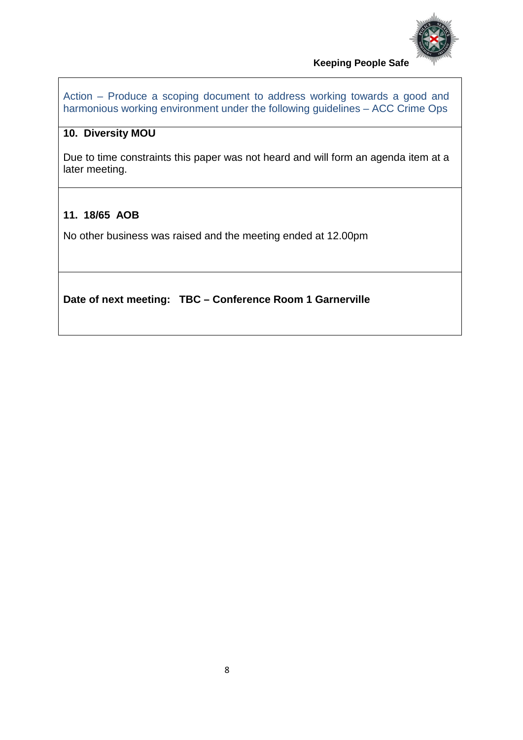Action – Produce a scoping document to address working towards a good and harmonious working environment under the following guidelines – ACC Crime Ops

**10. Diversity MOU**

Due to time constraints this paper was not heard and will form an agenda item at a later meeting.

**11. 18/65 AOB**

No other business was raised and the meeting ended at 12.00pm

**Date of next meeting: TBC – Conference Room 1 Garnerville**